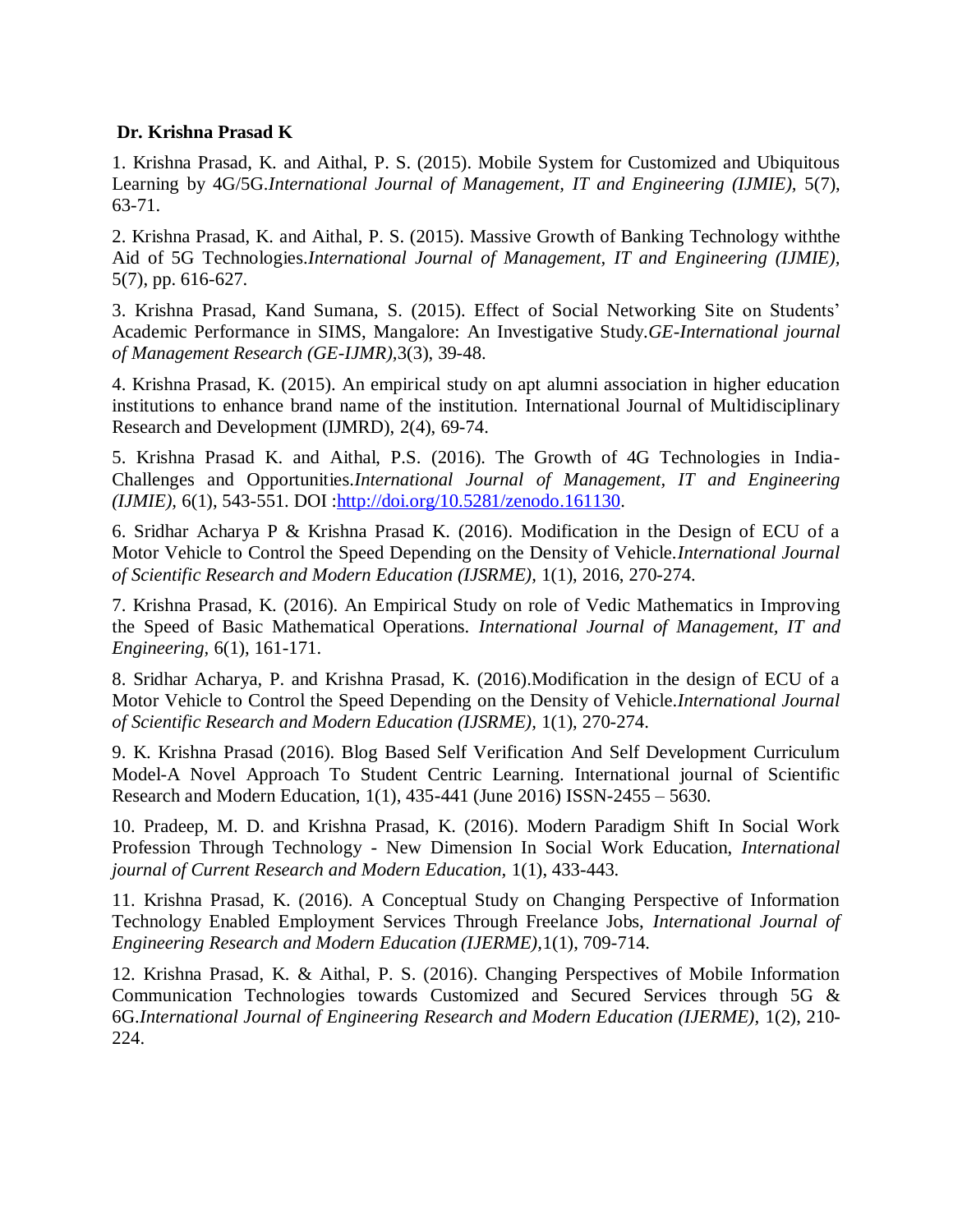**Dr. Krishna Prasad K**

1. Krishna Prasad, K. and Aithal, P. S. (2015). Mobile System for Customized and Ubiquitous Learning by 4G/5G.*International Journal of Management, IT and Engineering (IJMIE),* 5(7), 63-71.

2. Krishna Prasad, K. and Aithal, P. S. (2015). Massive Growth of Banking Technology withthe Aid of 5G Technologies.*International Journal of Management, IT and Engineering (IJMIE),* 5(7), pp. 616-627.

3. Krishna Prasad, Kand Sumana, S. (2015). Effect of Social Networking Site on Students' Academic Performance in SIMS, Mangalore: An Investigative Study.*GE-International journal of Management Research (GE-IJMR),*3(3), 39-48.

4. Krishna Prasad, K. (2015). An empirical study on apt alumni association in higher education institutions to enhance brand name of the institution. International Journal of Multidisciplinary Research and Development (IJMRD), 2(4), 69-74.

5. Krishna Prasad K. and Aithal, P.S. (2016). The Growth of 4G Technologies in India-Challenges and Opportunities.*International Journal of Management, IT and Engineering (IJMIE),* 6(1), 543-551. DOI :[http://doi.org/10.5281/zenodo.161130](http://doi.org/10.5281/zenodo.161130).

6. Sridhar Acharya P & Krishna Prasad K. (2016). Modification in the Design of ECU of a Motor Vehicle to Control the Speed Depending on the Density of Vehicle.*International Journal of Scientific Research and Modern Education (IJSRME),* 1(1), 2016, 270-274.

7. Krishna Prasad, K. (2016). An Empirical Study on role of Vedic Mathematics in Improving the Speed of Basic Mathematical Operations. *International Journal of Management, IT and Engineering,* 6(1), 161-171.

8. Sridhar Acharya, P. and Krishna Prasad, K. (2016).Modification in the design of ECU of a Motor Vehicle to Control the Speed Depending on the Density of Vehicle.*International Journal of Scientific Research and Modern Education (IJSRME),* 1(1), 270-274.

9. K. Krishna Prasad (2016). Blog Based Self Verification And Self Development Curriculum Model-A Novel Approach To Student Centric Learning. International journal of Scientific Research and Modern Education, 1(1), 435-441 (June 2016) ISSN-2455 – 5630.

10. Pradeep, M. D. and Krishna Prasad, K. (2016). Modern Paradigm Shift In Social Work Profession Through Technology - New Dimension In Social Work Education, *International journal of Current Research and Modern Education*, 1(1), 433-443.

11. Krishna Prasad, K. (2016). A Conceptual Study on Changing Perspective of Information Technology Enabled Employment Services Through Freelance Jobs, *International Journal of Engineering Research and Modern Education (IJERME),*1(1), 709-714.

12. Krishna Prasad, K. & Aithal, P. S. (2016). Changing Perspectives of Mobile Information Communication Technologies towards Customized and Secured Services through 5G & 6G.*International Journal of Engineering Research and Modern Education (IJERME),* 1(2), 210-224.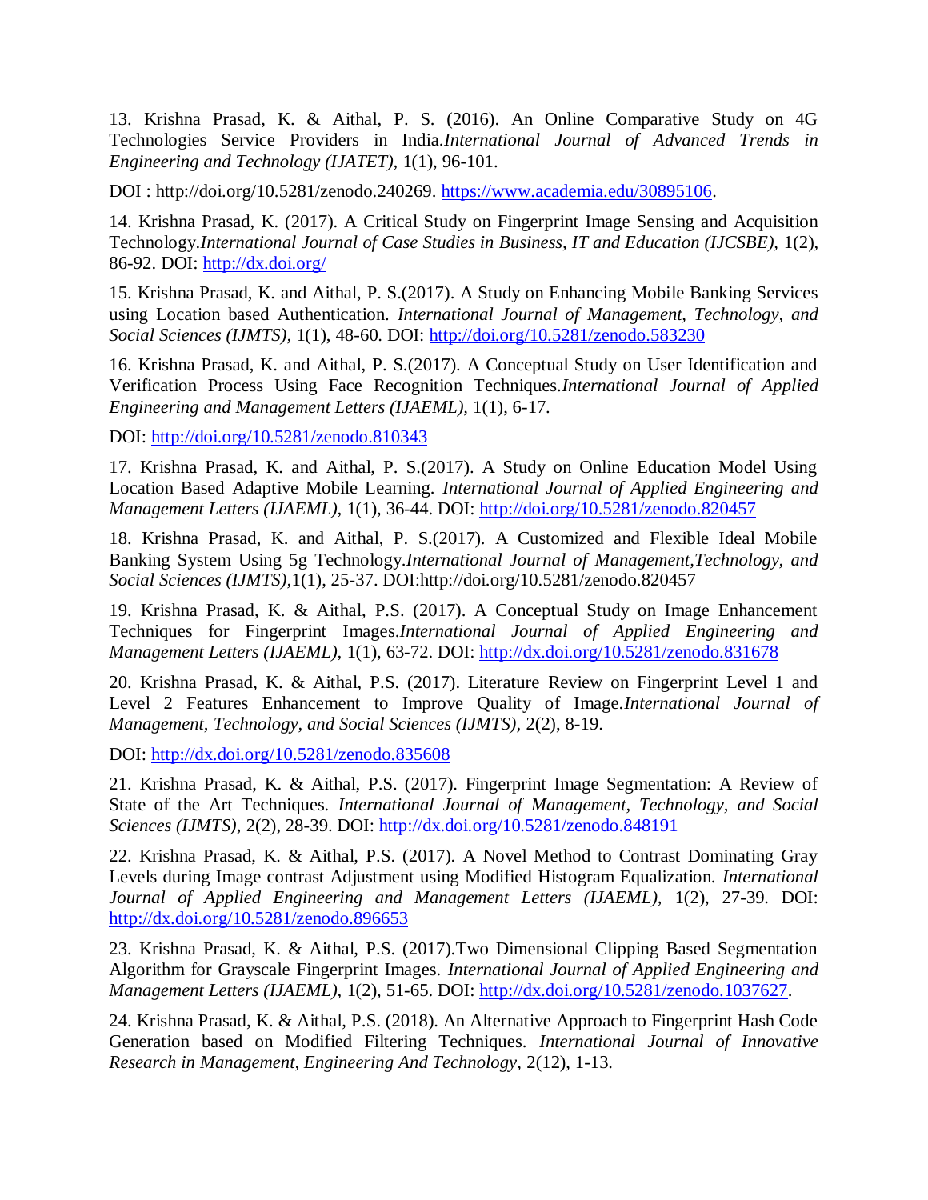13. Krishna Prasad, K. & Aithal, P. S. (2016). An Online Comparative Study on 4G Technologies Service Providers in India.*International Journal of Advanced Trends in Engineering and Technology (IJATET),* 1(1), 96-101.

DOI : http://doi.org/10.5281/zenodo.240269. https://www.academia.edu/30895106.

14. Krishna Prasad, K. (2017). A Critical Study on Fingerprint Image Sensing and Acquisition Technology.*International Journal of Case Studies in Business, IT and Education (IJCSBE),* 1(2), 86-92. DOI: http://dx.doi.org/

15. Krishna Prasad, K. and Aithal, P. S.(2017). A Study on Enhancing Mobile Banking Services using Location based Authentication. *International Journal of Management, Technology, and Social Sciences (IJMTS),* 1(1), 48-60. DOI: http://doi.org/10.5281/zenodo.583230

16. Krishna Prasad, K. and Aithal, P. S.(2017). A Conceptual Study on User Identification and Verification Process Using Face Recognition Techniques.*International Journal of Applied Engineering and Management Letters (IJAEML),* 1(1), 6-17.

DOI: http://doi.org/10.5281/zenodo.810343

17. Krishna Prasad, K. and Aithal, P. S.(2017). A Study on Online Education Model Using Location Based Adaptive Mobile Learning. *International Journal of Applied Engineering and Management Letters (IJAEML),* 1(1), 36-44. DOI: http://doi.org/10.5281/zenodo.820457

18. Krishna Prasad, K. and Aithal, P. S.(2017). A Customized and Flexible Ideal Mobile Banking System Using 5g Technology.*International Journal of Management,Technology, and Social Sciences (IJMTS),*1(1), 25-37. DOI:http://doi.org/10.5281/zenodo.820457

19. Krishna Prasad, K. & Aithal, P.S. (2017). A Conceptual Study on Image Enhancement Techniques for Fingerprint Images.*International Journal of Applied Engineering and Management Letters (IJAEML),* 1(1), 63-72. DOI: http://dx.doi.org/10.5281/zenodo.831678

20. Krishna Prasad, K. & Aithal, P.S. (2017). Literature Review on Fingerprint Level 1 and Level 2 Features Enhancement to Improve Quality of Image.*International Journal of Management, Technology, and Social Sciences (IJMTS),* 2(2), 8-19.

DOI: http://dx.doi.org/10.5281/zenodo.835608

21. Krishna Prasad, K. & Aithal, P.S. (2017). Fingerprint Image Segmentation: A Review of State of the Art Techniques. *International Journal of Management, Technology, and Social Sciences (IJMTS),* 2(2), 28-39. DOI: http://dx.doi.org/10.5281/zenodo.848191

22. Krishna Prasad, K. & Aithal, P.S. (2017). A Novel Method to Contrast Dominating Gray Levels during Image contrast Adjustment using Modified Histogram Equalization. *International Journal of Applied Engineering and Management Letters (IJAEML),* 1(2), 27-39. DOI: http://dx.doi.org/10.5281/zenodo.896653

23. Krishna Prasad, K. & Aithal, P.S. (2017).Two Dimensional Clipping Based Segmentation Algorithm for Grayscale Fingerprint Images. *International Journal of Applied Engineering and Management Letters (IJAEML),* 1(2), 51-65. DOI: http://dx.doi.org/10.5281/zenodo.1037627.

24. Krishna Prasad, K. & Aithal, P.S. (2018). An Alternative Approach to Fingerprint Hash Code Generation based on Modified Filtering Techniques. *International Journal of Innovative Research in Management, Engineering And Technology,* 2(12), 1-13.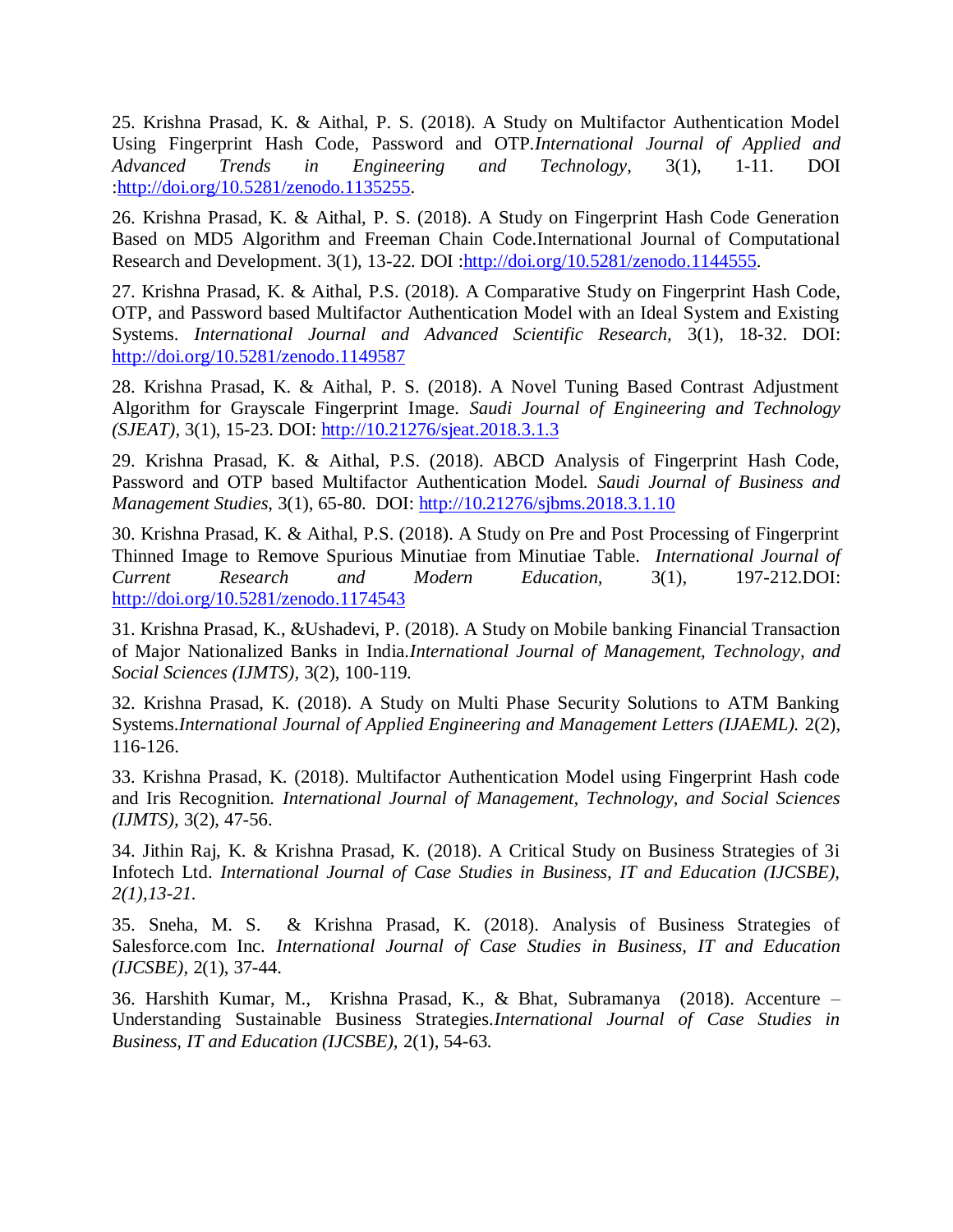25. Krishna Prasad, K. & Aithal, P. S. (2018). A Study on Multifactor Authentication Model Using Fingerprint Hash Code, Password and OTP.*International Journal of Applied and Advanced Trends in Engineering and Technology,* 3(1), 1-11. DOI :http://doi.org/10.5281/zenodo.1135255.

26. Krishna Prasad, K. & Aithal, P. S. (2018). A Study on Fingerprint Hash Code Generation Based on MD5 Algorithm and Freeman Chain Code.International Journal of Computational Research and Development. 3(1), 13-22. DOI :http://doi.org/10.5281/zenodo.1144555.

27. Krishna Prasad, K. & Aithal, P.S. (2018). A Comparative Study on Fingerprint Hash Code, OTP, and Password based Multifactor Authentication Model with an Ideal System and Existing Systems. *International Journal and Advanced Scientific Research,* 3(1), 18-32. DOI: http://doi.org/10.5281/zenodo.1149587

28. Krishna Prasad, K. & Aithal, P. S. (2018). A Novel Tuning Based Contrast Adjustment Algorithm for Grayscale Fingerprint Image. *Saudi Journal of Engineering and Technology (SJEAT),* 3(1), 15-23. DOI: http://10.21276/sjeat.2018.3.1.3

29. Krishna Prasad, K. & Aithal, P.S. (2018). ABCD Analysis of Fingerprint Hash Code, Password and OTP based Multifactor Authentication Model. *Saudi Journal of Business and Management Studies,* 3(1), 65-80. DOI: http://10.21276/sjbms.2018.3.1.10

30. Krishna Prasad, K. & Aithal, P.S. (2018). A Study on Pre and Post Processing of Fingerprint Thinned Image to Remove Spurious Minutiae from Minutiae Table. *International Journal of Current Research and Modern Education,* 3(1), 197-212.DOI: http://doi.org/10.5281/zenodo.1174543

31. Krishna Prasad, K., &Ushadevi, P. (2018). A Study on Mobile banking Financial Transaction of Major Nationalized Banks in India.*International Journal of Management, Technology, and Social Sciences (IJMTS),* 3(2), 100-119.

32. Krishna Prasad, K. (2018). A Study on Multi Phase Security Solutions to ATM Banking Systems.*International Journal of Applied Engineering and Management Letters (IJAEML).* 2(2), 116-126.

33. Krishna Prasad, K. (2018). Multifactor Authentication Model using Fingerprint Hash code and Iris Recognition. *International Journal of Management, Technology, and Social Sciences (IJMTS),* 3(2), 47-56.

34. Jithin Raj, K. & Krishna Prasad, K. (2018). A Critical Study on Business Strategies of 3i Infotech Ltd. *International Journal of Case Studies in Business, IT and Education (IJCSBE), 2(1),13-21.*

35. Sneha, M. S. & Krishna Prasad, K. (2018). Analysis of Business Strategies of Salesforce.com Inc. *International Journal of Case Studies in Business, IT and Education (IJCSBE),* 2(1), 37-44.

36. Harshith Kumar, M., Krishna Prasad, K., & Bhat, Subramanya (2018). Accenture – Understanding Sustainable Business Strategies.*International Journal of Case Studies in Business, IT and Education (IJCSBE),* 2(1), 54-63.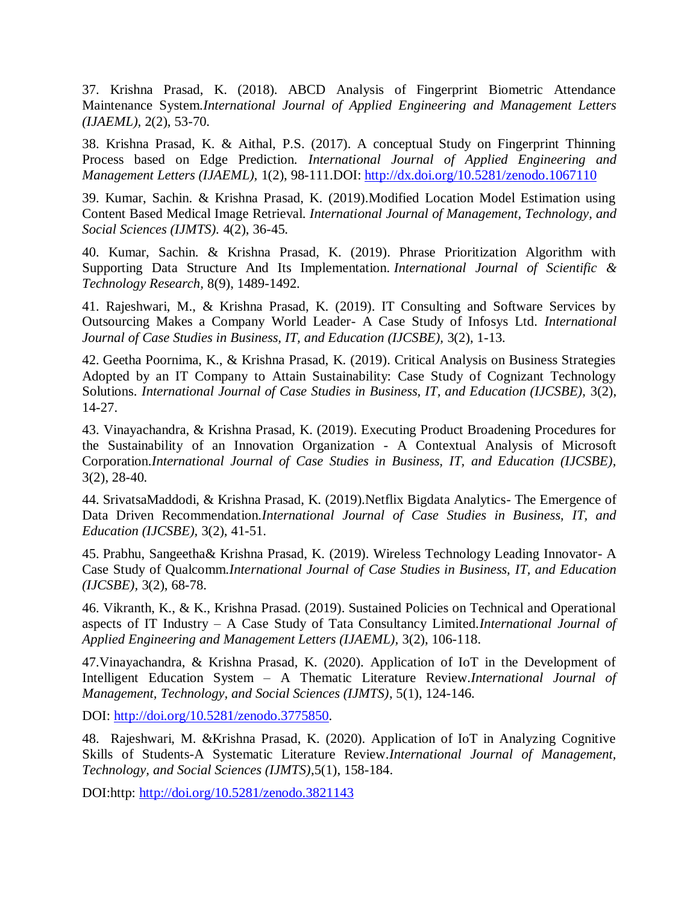37. Krishna Prasad, K. (2018). ABCD Analysis of Fingerprint Biometric Attendance Maintenance System.*International Journal of Applied Engineering and Management Letters (IJAEML),* 2(2), 53-70.

38. Krishna Prasad, K. & Aithal, P.S. (2017). A conceptual Study on Fingerprint Thinning Process based on Edge Prediction. *International Journal of Applied Engineering and Management Letters (IJAEML),* 1(2), 98-111.DOI: http://dx.doi.org/10.5281/zenodo.1067110

39. Kumar, Sachin. & Krishna Prasad, K. (2019).Modified Location Model Estimation using Content Based Medical Image Retrieval. *International Journal of Management, Technology, and Social Sciences (IJMTS).* 4(2), 36-45.

40. Kumar, Sachin. & Krishna Prasad, K. (2019). Phrase Prioritization Algorithm with Supporting Data Structure And Its Implementation. *International Journal of Scientific & Technology Research,* 8(9), 1489-1492.

41. Rajeshwari, M., & Krishna Prasad, K. (2019). IT Consulting and Software Services by Outsourcing Makes a Company World Leader- A Case Study of Infosys Ltd. *International Journal of Case Studies in Business, IT, and Education (IJCSBE),* 3(2), 1-13.

42. Geetha Poornima, K., & Krishna Prasad, K. (2019). Critical Analysis on Business Strategies Adopted by an IT Company to Attain Sustainability: Case Study of Cognizant Technology Solutions. *International Journal of Case Studies in Business, IT, and Education (IJCSBE),* 3(2), 14-27.

43. Vinayachandra, & Krishna Prasad, K. (2019). Executing Product Broadening Procedures for the Sustainability of an Innovation Organization - A Contextual Analysis of Microsoft Corporation.*International Journal of Case Studies in Business, IT, and Education (IJCSBE),* 3(2), 28-40.

44. SrivatsaMaddodi, & Krishna Prasad, K. (2019).Netflix Bigdata Analytics- The Emergence of Data Driven Recommendation.*International Journal of Case Studies in Business, IT, and Education (IJCSBE),* 3(2), 41-51.

45. Prabhu, Sangeetha& Krishna Prasad, K. (2019). Wireless Technology Leading Innovator- A Case Study of Qualcomm.*International Journal of Case Studies in Business, IT, and Education (IJCSBE),* 3(2), 68-78.

46. Vikranth, K., & K., Krishna Prasad. (2019). Sustained Policies on Technical and Operational aspects of IT Industry – A Case Study of Tata Consultancy Limited.*International Journal of Applied Engineering and Management Letters (IJAEML),* 3(2), 106-118.

47.Vinayachandra, & Krishna Prasad, K. (2020). Application of IoT in the Development of Intelligent Education System – A Thematic Literature Review.*International Journal of Management, Technology, and Social Sciences (IJMTS)*, 5(1), 124-146.

DOI: http://doi.org/10.5281/zenodo.3775850.

48. Rajeshwari, M. &Krishna Prasad, K. (2020). Application of IoT in Analyzing Cognitive Skills of Students-A Systematic Literature Review.*International Journal of Management, Technology, and Social Sciences (IJMTS)*,5(1), 158-184.

DOI:http: http://doi.org/10.5281/zenodo.3821143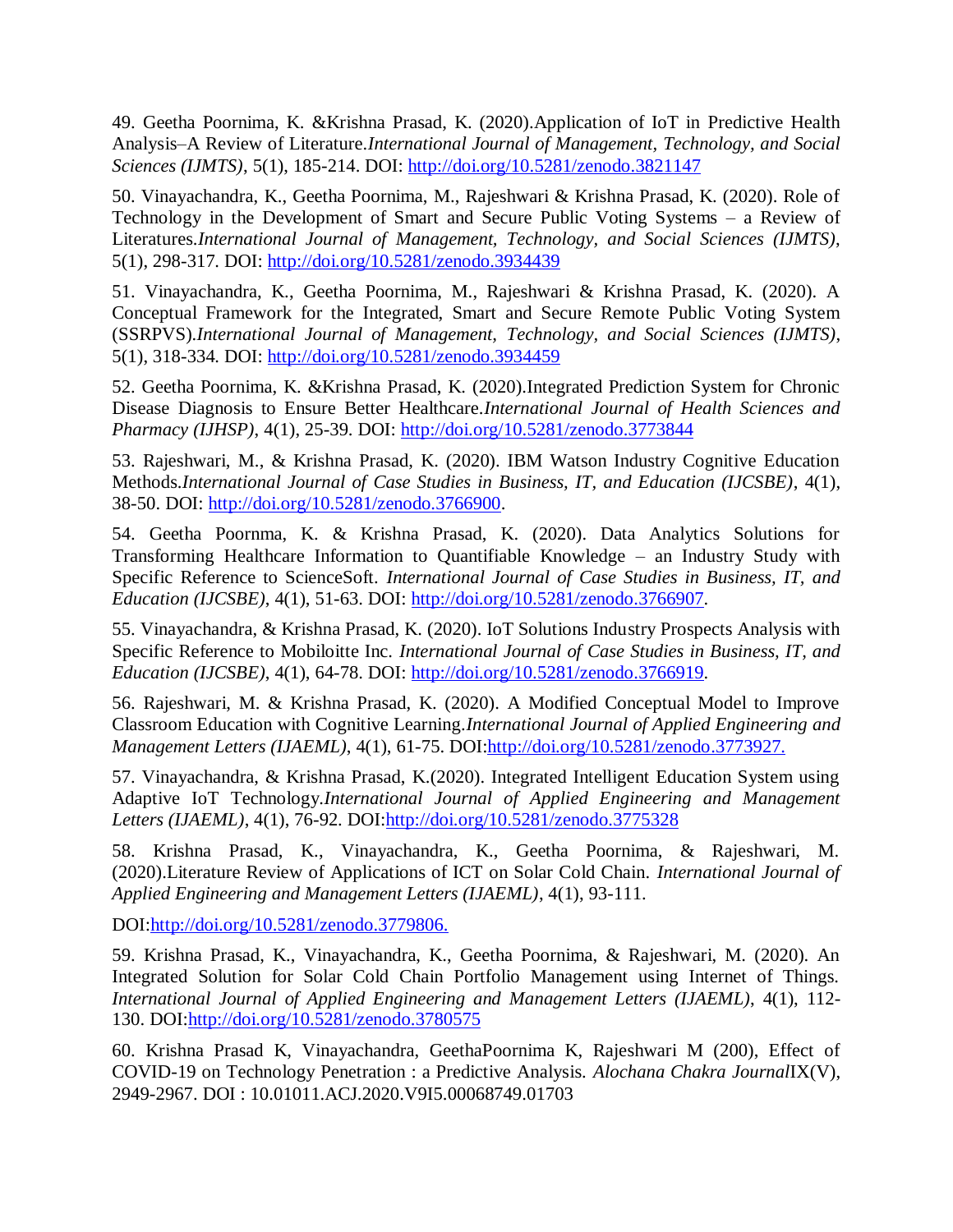49. Geetha Poornima, K. &Krishna Prasad, K. (2020).Application of IoT in Predictive Health Analysis–A Review of Literature.*International Journal of Management, Technology, and Social Sciences (IJMTS)*, 5(1), 185-214. DOI: http://doi.org/10.5281/zenodo.3821147

50. Vinayachandra, K., Geetha Poornima, M., Rajeshwari & Krishna Prasad, K. (2020). Role of Technology in the Development of Smart and Secure Public Voting Systems – a Review of Literatures.*International Journal of Management, Technology, and Social Sciences (IJMTS)*, 5(1), 298-317. DOI: http://doi.org/10.5281/zenodo.3934439

51. Vinayachandra, K., Geetha Poornima, M., Rajeshwari & Krishna Prasad, K. (2020). A Conceptual Framework for the Integrated, Smart and Secure Remote Public Voting System (SSRPVS).*International Journal of Management, Technology, and Social Sciences (IJMTS)*, 5(1), 318-334. DOI: http://doi.org/10.5281/zenodo.3934459

52. Geetha Poornima, K. &Krishna Prasad, K. (2020).Integrated Prediction System for Chronic Disease Diagnosis to Ensure Better Healthcare.*International Journal of Health Sciences and Pharmacy (IJHSP)*, 4(1), 25-39. DOI: http://doi.org/10.5281/zenodo.3773844

53. Rajeshwari, M., & Krishna Prasad, K. (2020). IBM Watson Industry Cognitive Education Methods.*International Journal of Case Studies in Business, IT, and Education (IJCSBE)*, 4(1), 38-50. DOI: http://doi.org/10.5281/zenodo.3766900.

54. Geetha Poornma, K. & Krishna Prasad, K. (2020). Data Analytics Solutions for Transforming Healthcare Information to Quantifiable Knowledge – an Industry Study with Specific Reference to ScienceSoft. *International Journal of Case Studies in Business, IT, and Education (IJCSBE)*, 4(1), 51-63. DOI: http://doi.org/10.5281/zenodo.3766907.

55. Vinayachandra, & Krishna Prasad, K. (2020). IoT Solutions Industry Prospects Analysis with Specific Reference to Mobiloitte Inc. *International Journal of Case Studies in Business, IT, and Education (IJCSBE)*, 4(1), 64-78. DOI: http://doi.org/10.5281/zenodo.3766919.

56. Rajeshwari, M. & Krishna Prasad, K. (2020). A Modified Conceptual Model to Improve Classroom Education with Cognitive Learning.*International Journal of Applied Engineering and Management Letters (IJAEML)*, 4(1), 61-75. DOI:http://doi.org/10.5281/zenodo.3773927.

57. Vinayachandra, & Krishna Prasad, K.(2020). Integrated Intelligent Education System using Adaptive IoT Technology.*International Journal of Applied Engineering and Management Letters (IJAEML)*, 4(1), 76-92. DOI:http://doi.org/10.5281/zenodo.3775328

58. Krishna Prasad, K., Vinayachandra, K., Geetha Poornima, & Rajeshwari, M. (2020).Literature Review of Applications of ICT on Solar Cold Chain. *International Journal of Applied Engineering and Management Letters (IJAEML)*, 4(1), 93-111.

DOI:http://doi.org/10.5281/zenodo.3779806.

59. Krishna Prasad, K., Vinayachandra, K., Geetha Poornima, & Rajeshwari, M. (2020). An Integrated Solution for Solar Cold Chain Portfolio Management using Internet of Things. *International Journal of Applied Engineering and Management Letters (IJAEML)*, 4(1), 112-130. DOI:http://doi.org/10.5281/zenodo.3780575

60. Krishna Prasad K, Vinayachandra, GeethaPoornima K, Rajeshwari M (200), Effect of COVID-19 on Technology Penetration : a Predictive Analysis. *Alochana Chakra Journal*IX(V), 2949-2967. DOI : 10.01011.ACJ.2020.V9I5.00068749.01703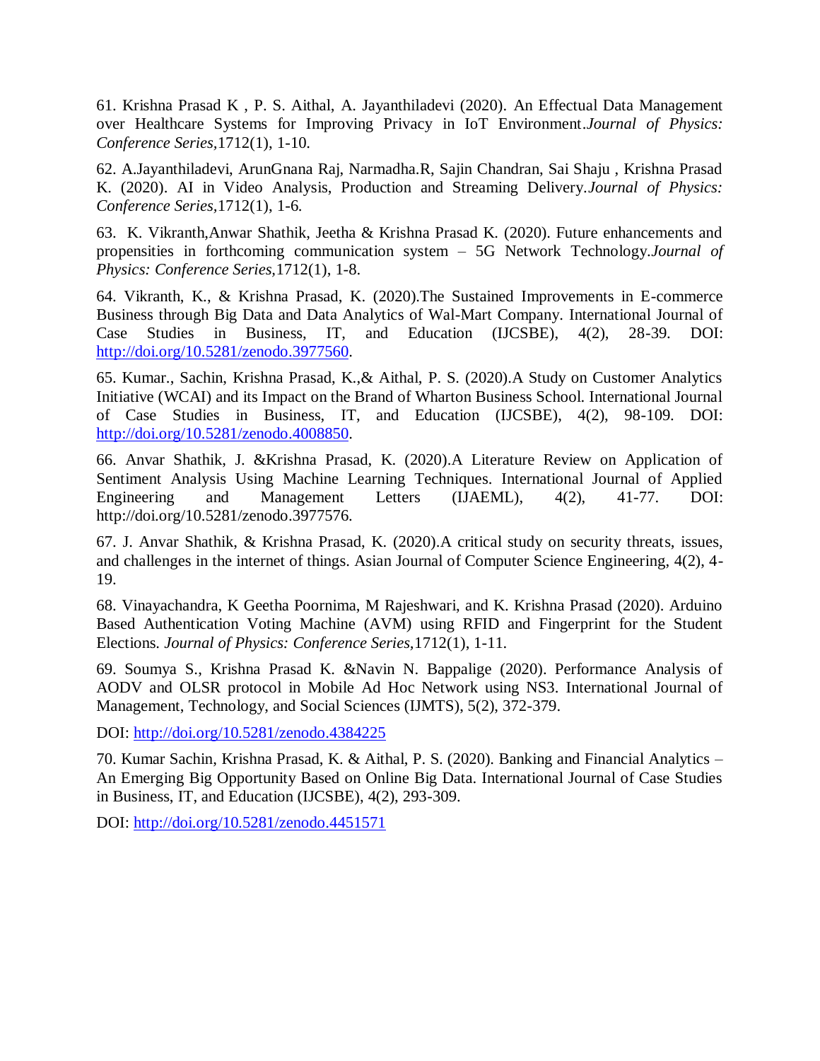61. Krishna Prasad K , P. S. Aithal, A. Jayanthiladevi (2020). An Effectual Data Management over Healthcare Systems for Improving Privacy in IoT Environment.*Journal of Physics: Conference Series*,1712(1), 1-10.

62. A.Jayanthiladevi, ArunGnana Raj, Narmadha.R, Sajin Chandran, Sai Shaju , Krishna Prasad K. (2020). AI in Video Analysis, Production and Streaming Delivery.*Journal of Physics: Conference Series*,1712(1), 1-6.

63. K. Vikranth,Anwar Shathik, Jeetha & Krishna Prasad K. (2020). Future enhancements and propensities in forthcoming communication system – 5G Network Technology.*Journal of Physics: Conference Series*,1712(1), 1-8.

64. Vikranth, K., & Krishna Prasad, K. (2020).The Sustained Improvements in E-commerce Business through Big Data and Data Analytics of Wal-Mart Company. International Journal of Case Studies in Business, IT, and Education (IJCSBE), 4(2), 28-39. DOI: [http://doi.org/10.5281/zenodo.3977560](http://doi.org/10.5281/zenodo.3977560).

65. Kumar., Sachin, Krishna Prasad, K.,& Aithal, P. S. (2020).A Study on Customer Analytics Initiative (WCAI) and its Impact on the Brand of Wharton Business School. International Journal of Case Studies in Business, IT, and Education (IJCSBE), 4(2), 98-109. DOI: [http://doi.org/10.5281/zenodo.4008850](http://doi.org/10.5281/zenodo.4008850).

66. Anvar Shathik, J. &Krishna Prasad, K. (2020).A Literature Review on Application of Sentiment Analysis Using Machine Learning Techniques. International Journal of Applied Engineering and Management Letters (IJAEML), 4(2), 41-77. DOI: http://doi.org/10.5281/zenodo.3977576.

67. J. Anvar Shathik, & Krishna Prasad, K. (2020).A critical study on security threats, issues, and challenges in the internet of things. Asian Journal of Computer Science Engineering, 4(2), 4-19.

68. Vinayachandra, K Geetha Poornima, M Rajeshwari, and K. Krishna Prasad (2020). Arduino Based Authentication Voting Machine (AVM) using RFID and Fingerprint for the Student Elections. *Journal of Physics: Conference Series*,1712(1), 1-11.

69. Soumya S., Krishna Prasad K. &Navin N. Bappalige (2020). Performance Analysis of AODV and OLSR protocol in Mobile Ad Hoc Network using NS3. International Journal of Management, Technology, and Social Sciences (IJMTS), 5(2), 372-379.

DOI: [http://doi.org/10.5281/zenodo.4384225](http://doi.org/10.5281/zenodo.4384225)

70. Kumar Sachin, Krishna Prasad, K. & Aithal, P. S. (2020). Banking and Financial Analytics – An Emerging Big Opportunity Based on Online Big Data. International Journal of Case Studies in Business, IT, and Education (IJCSBE), 4(2), 293-309.

DOI: [http://doi.org/10.5281/zenodo.4451571](http://doi.org/10.5281/zenodo.4451571)